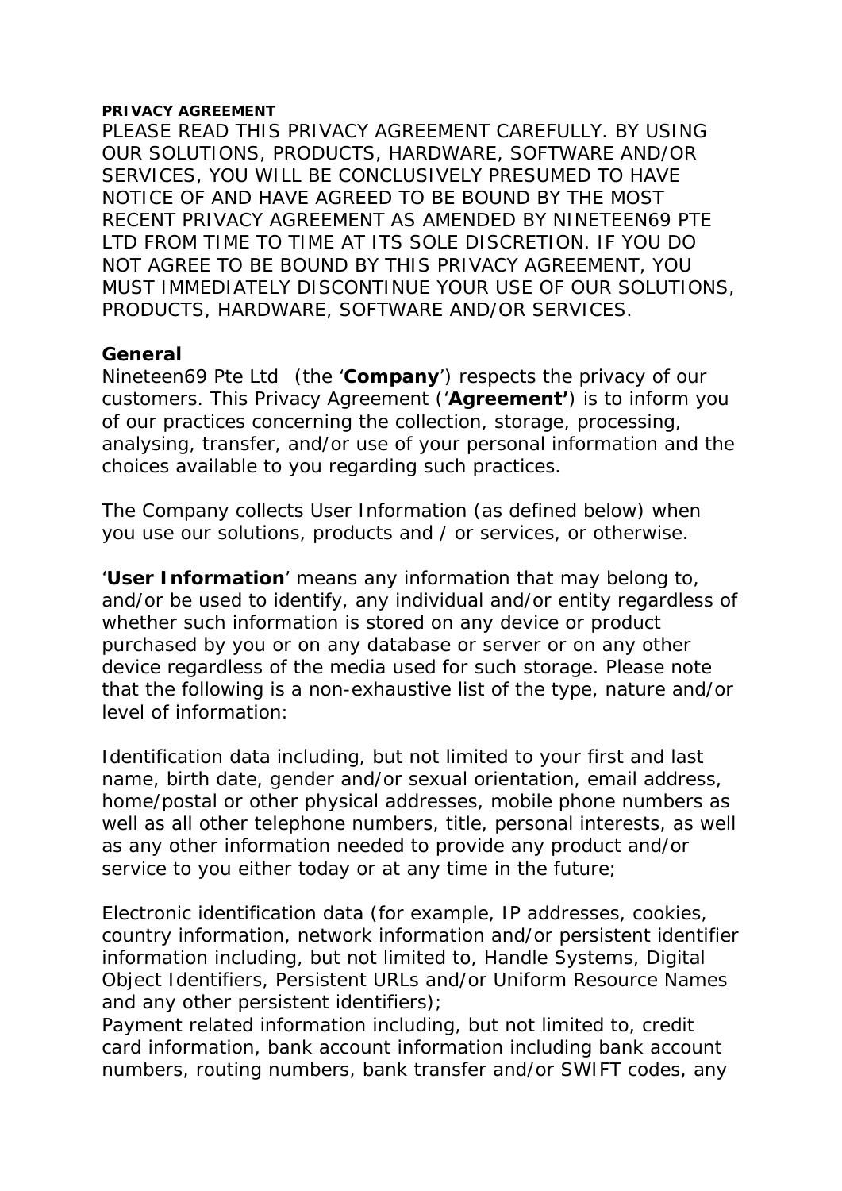# PRIVACY AGREEMENT

PLEASE READ THIS PRIVACY AGREEMENT CAREFULLY. BY USING OUR SOLUTIONS, PRODUCTS, HARDWARE, SOFTWARE AND/OR SERVICES, YOU WILL BE CONCLUSIVELY PRESUMED TO HAVE NOTICE OF AND HAVE AGREED TO BE BOUND BY THE MOST RECENT PRIVACY AGREEMENT AS AMENDED BY NINETEEN69 PTE LTD FROM TIME TO TIME AT ITS SOLE DISCRETION. IF YOU DO NOT AGREE TO BE BOUND BY THIS PRIVACY AGREEMENT, YOU MUST IMMEDIATELY DISCONTINUE YOUR USE OF OUR SOLUTIONS, PRODUCTS, HARDWARE, SOFTWARE AND/OR SERVICES.

## General

Nineteen69 Pte Ltd (the '**Company**') respects the privacy of our customers. This Privacy Agreement ('**Agreement'**) is to inform you of our practices concerning the collection, storage, processing, analysing, transfer, and/or use of your personal information and the choices available to you regarding such practices.

The Company collects User Information (as defined below) when you use our solutions, products and / or services, or otherwise.

'**User Information**' means any information that may belong to, and/or be used to identify, any individual and/or entity regardless of whether such information is stored on any device or product purchased by you or on any database or server or on any other device regardless of the media used for such storage. Please note that the following is a non-exhaustive list of the type, nature and/or level of information:

Identification data including, but not limited to your first and last name, birth date, gender and/or sexual orientation, email address, home/postal or other physical addresses, mobile phone numbers as well as all other telephone numbers, title, personal interests, as well as any other information needed to provide any product and/or service to you either today or at any time in the future;

Electronic identification data (for example, IP addresses, cookies, country information, network information and/or persistent identifier information including, but not limited to, Handle Systems, Digital Object Identifiers, Persistent URLs and/or Uniform Resource Names and any other persistent identifiers);

Payment related information including, but not limited to, credit card information, bank account information including bank account numbers, routing numbers, bank transfer and/or SWIFT codes, any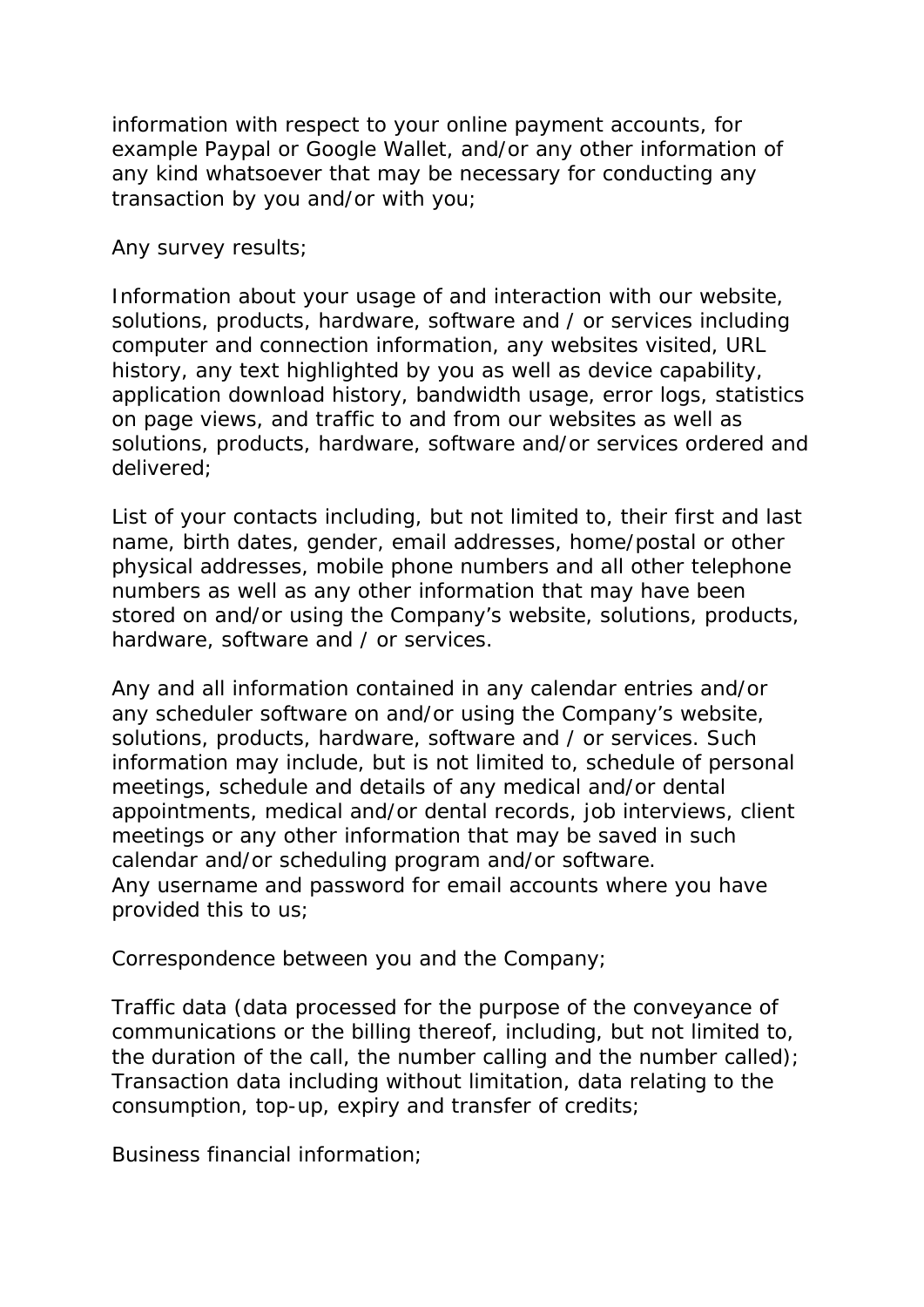information with respect to your online payment accounts, for example Paypal or Google Wallet, and/or any other information of any kind whatsoever that may be necessary for conducting any transaction by you and/or with you;

Any survey results;

Information about your usage of and interaction with our website, solutions, products, hardware, software and / or services including computer and connection information, any websites visited, URL history, any text highlighted by you as well as device capability, application download history, bandwidth usage, error logs, statistics on page views, and traffic to and from our websites as well as solutions, products, hardware, software and/or services ordered and delivered;

List of your contacts including, but not limited to, their first and last name, birth dates, gender, email addresses, home/postal or other physical addresses, mobile phone numbers and all other telephone numbers as well as any other information that may have been stored on and/or using the Company's website, solutions, products, hardware, software and / or services.

Any and all information contained in any calendar entries and/or any scheduler software on and/or using the Company's website, solutions, products, hardware, software and / or services. Such information may include, but is not limited to, schedule of personal meetings, schedule and details of any medical and/or dental appointments, medical and/or dental records, job interviews, client meetings or any other information that may be saved in such calendar and/or scheduling program and/or software.
Any username and password for email accounts where you have provided this to us;

Correspondence between you and the Company;

Traffic data (data processed for the purpose of the conveyance of communications or the billing thereof, including, but not limited to, the duration of the call, the number calling and the number called);
Transaction data including without limitation, data relating to the consumption, top-up, expiry and transfer of credits;

Business financial information;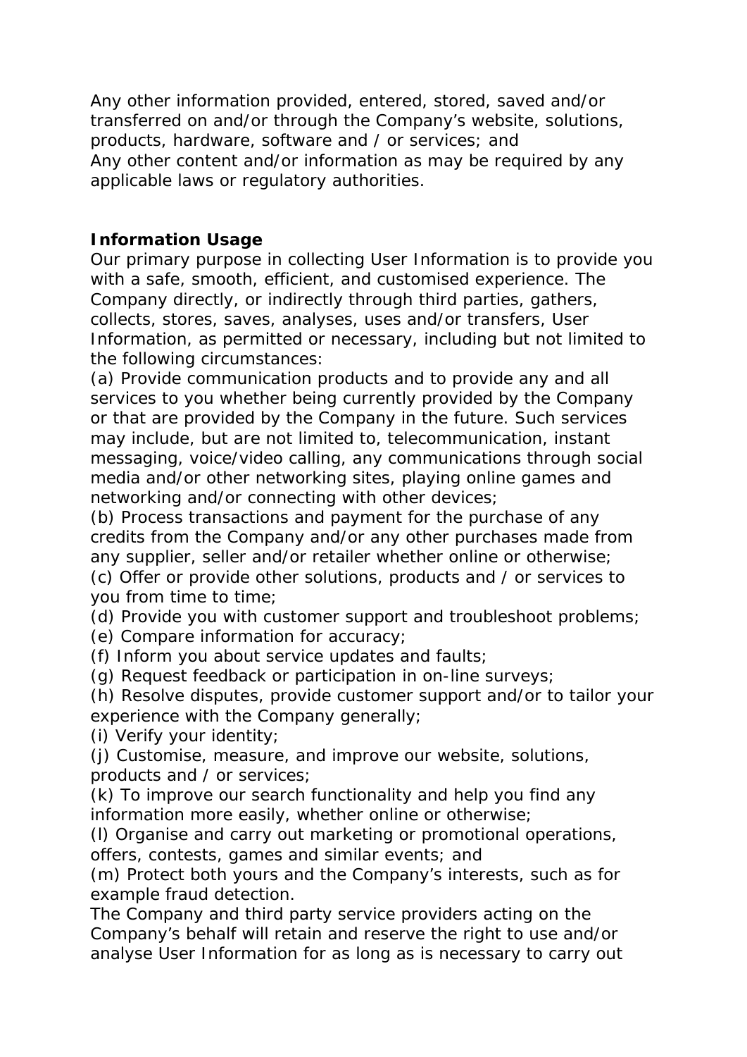Any other information provided, entered, stored, saved and/or transferred on and/or through the Company's website, solutions, products, hardware, software and / or services; and
Any other content and/or information as may be required by any applicable laws or regulatory authorities.

**Information Usage**

Our primary purpose in collecting User Information is to provide you with a safe, smooth, efficient, and customised experience. The Company directly, or indirectly through third parties, gathers, collects, stores, saves, analyses, uses and/or transfers, User Information, as permitted or necessary, including but not limited to the following circumstances:

(a) Provide communication products and to provide any and all services to you whether being currently provided by the Company or that are provided by the Company in the future. Such services may include, but are not limited to, telecommunication, instant messaging, voice/video calling, any communications through social media and/or other networking sites, playing online games and networking and/or connecting with other devices;
(b) Process transactions and payment for the purchase of any credits from the Company and/or any other purchases made from any supplier, seller and/or retailer whether online or otherwise;
(c) Offer or provide other solutions, products and / or services to you from time to time;
(d) Provide you with customer support and troubleshoot problems;
(e) Compare information for accuracy;
(f) Inform you about service updates and faults;
(g) Request feedback or participation in on-line surveys;
(h) Resolve disputes, provide customer support and/or to tailor your experience with the Company generally;
(i) Verify your identity;
(j) Customise, measure, and improve our website, solutions, products and / or services;
(k) To improve our search functionality and help you find any information more easily, whether online or otherwise;
(l) Organise and carry out marketing or promotional operations, offers, contests, games and similar events; and
(m) Protect both yours and the Company's interests, such as for example fraud detection.

The Company and third party service providers acting on the Company's behalf will retain and reserve the right to use and/or analyse User Information for as long as is necessary to carry out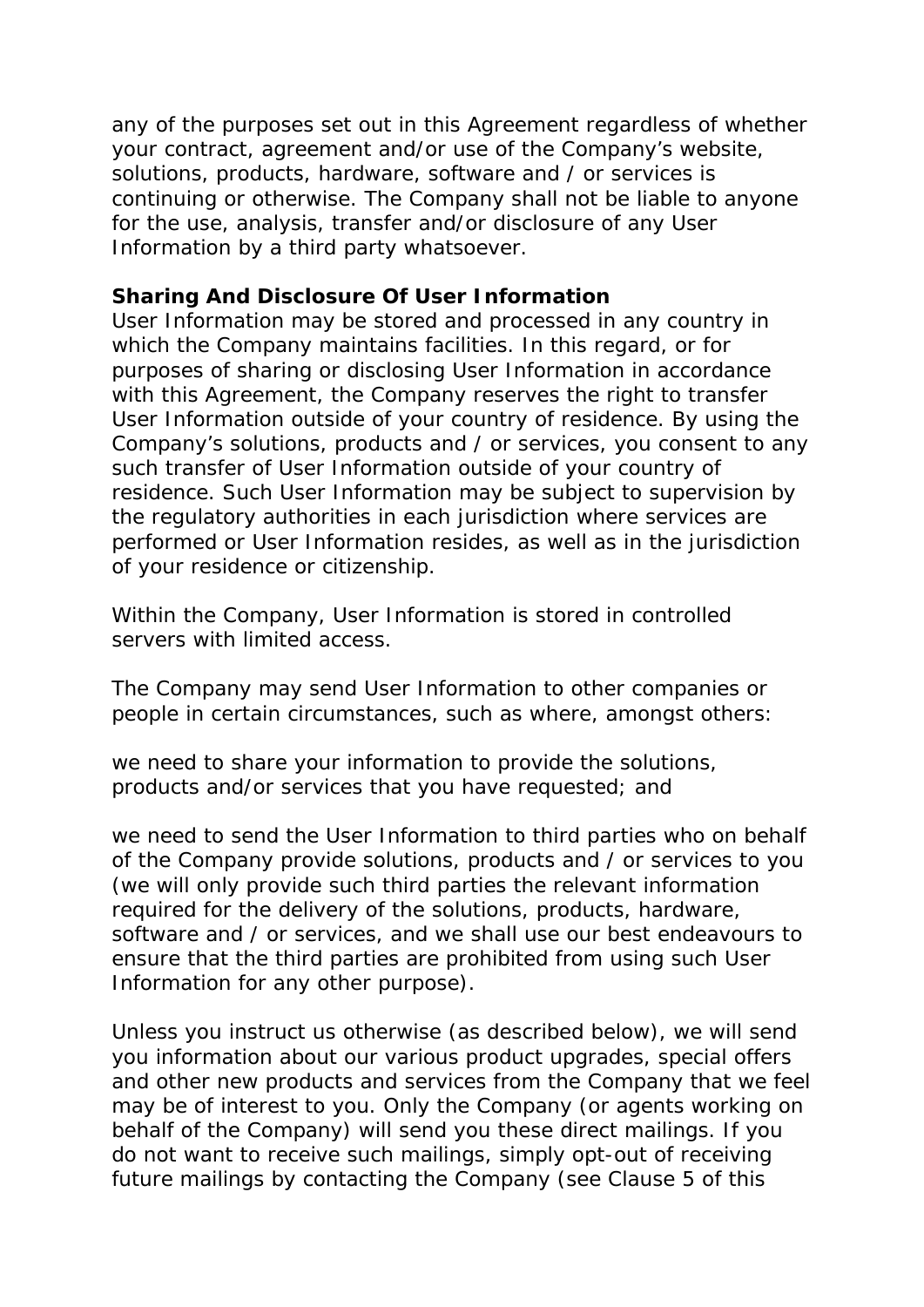any of the purposes set out in this Agreement regardless of whether your contract, agreement and/or use of the Company's website, solutions, products, hardware, software and / or services is continuing or otherwise. The Company shall not be liable to anyone for the use, analysis, transfer and/or disclosure of any User Information by a third party whatsoever.

**Sharing And Disclosure Of User Information**
User Information may be stored and processed in any country in which the Company maintains facilities. In this regard, or for purposes of sharing or disclosing User Information in accordance with this Agreement, the Company reserves the right to transfer User Information outside of your country of residence. By using the Company's solutions, products and / or services, you consent to any such transfer of User Information outside of your country of residence. Such User Information may be subject to supervision by the regulatory authorities in each jurisdiction where services are performed or User Information resides, as well as in the jurisdiction of your residence or citizenship.

Within the Company, User Information is stored in controlled servers with limited access.

The Company may send User Information to other companies or people in certain circumstances, such as where, amongst others:

we need to share your information to provide the solutions, products and/or services that you have requested; and

we need to send the User Information to third parties who on behalf of the Company provide solutions, products and / or services to you (we will only provide such third parties the relevant information required for the delivery of the solutions, products, hardware, software and / or services, and we shall use our best endeavours to ensure that the third parties are prohibited from using such User Information for any other purpose).

Unless you instruct us otherwise (as described below), we will send you information about our various product upgrades, special offers and other new products and services from the Company that we feel may be of interest to you. Only the Company (or agents working on behalf of the Company) will send you these direct mailings. If you do not want to receive such mailings, simply opt-out of receiving future mailings by contacting the Company (see Clause 5 of this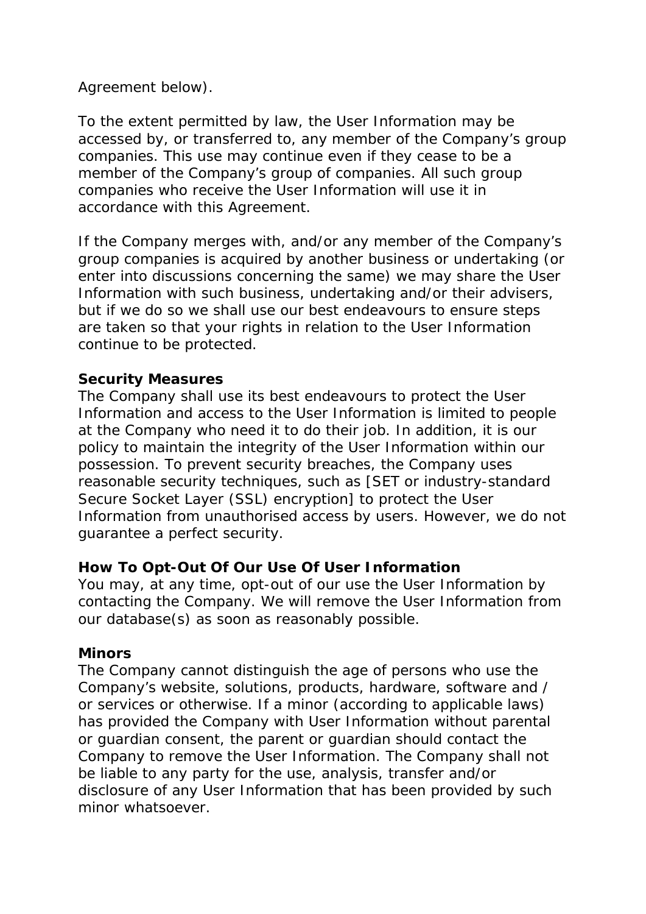Agreement below).

To the extent permitted by law, the User Information may be accessed by, or transferred to, any member of the Company's group companies. This use may continue even if they cease to be a member of the Company's group of companies. All such group companies who receive the User Information will use it in accordance with this Agreement.

If the Company merges with, and/or any member of the Company's group companies is acquired by another business or undertaking (or enter into discussions concerning the same) we may share the User Information with such business, undertaking and/or their advisers, but if we do so we shall use our best endeavours to ensure steps are taken so that your rights in relation to the User Information continue to be protected.

**Security Measures**

The Company shall use its best endeavours to protect the User Information and access to the User Information is limited to people at the Company who need it to do their job. In addition, it is our policy to maintain the integrity of the User Information within our possession. To prevent security breaches, the Company uses reasonable security techniques, such as [SET or industry-standard Secure Socket Layer (SSL) encryption] to protect the User Information from unauthorised access by users. However, we do not guarantee a perfect security.

**How To Opt-Out Of Our Use Of User Information**

You may, at any time, opt-out of our use the User Information by contacting the Company. We will remove the User Information from our database(s) as soon as reasonably possible.

**Minors**

The Company cannot distinguish the age of persons who use the Company's website, solutions, products, hardware, software and / or services or otherwise. If a minor (according to applicable laws) has provided the Company with User Information without parental or guardian consent, the parent or guardian should contact the Company to remove the User Information. The Company shall not be liable to any party for the use, analysis, transfer and/or disclosure of any User Information that has been provided by such minor whatsoever.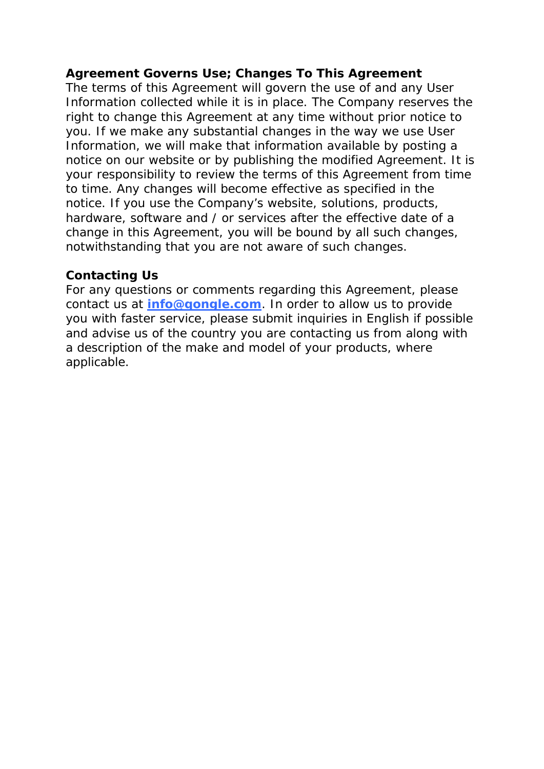**Agreement Governs Use; Changes To This Agreement**

The terms of this Agreement will govern the use of and any User Information collected while it is in place. The Company reserves the right to change this Agreement at any time without prior notice to you. If we make any substantial changes in the way we use User Information, we will make that information available by posting a notice on our website or by publishing the modified Agreement. It is your responsibility to review the terms of this Agreement from time to time. Any changes will become effective as specified in the notice. If you use the Company's website, solutions, products, hardware, software and / or services after the effective date of a change in this Agreement, you will be bound by all such changes, notwithstanding that you are not aware of such changes.

**Contacting Us**

For any questions or comments regarding this Agreement, please contact us at **info@gongle.com**. In order to allow us to provide you with faster service, please submit inquiries in English if possible and advise us of the country you are contacting us from along with a description of the make and model of your products, where applicable.